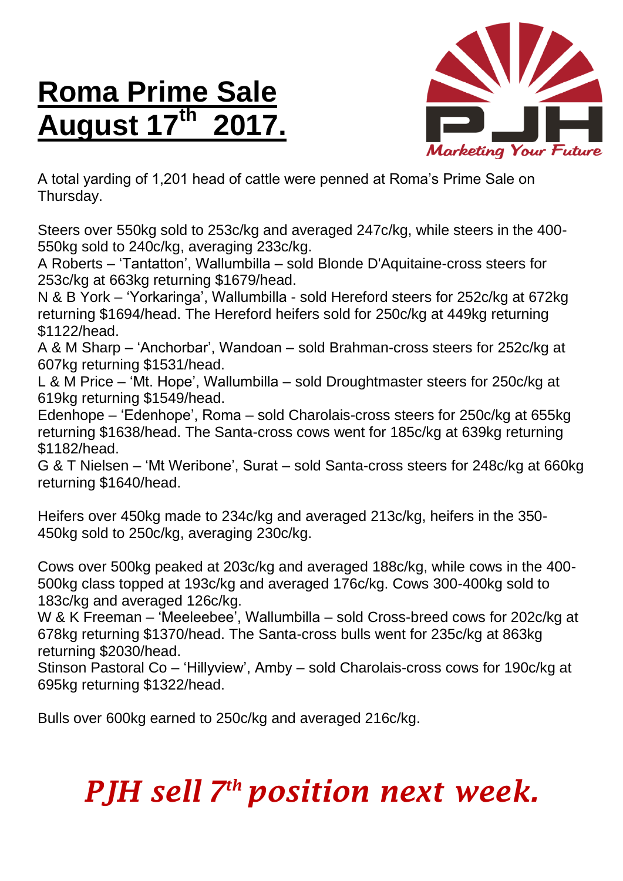# Roma Prime Sale August 17th 2017.

Marketing Your Future

A total yarding of 1,201 head of cattle were penned at Roma's Prime Sale on Thursday.

Steers over 550kg sold to 253c/kg and averaged 247c/kg, while steers in the 400-550kg sold to 240c/kg, averaging 233c/kg.
A Roberts – 'Tantatton', Wallumbilla – sold Blonde D'Aquitaine-cross steers for 253c/kg at 663kg returning $1679/head.
N & B York – 'Yorkaringa', Wallumbilla - sold Hereford steers for 252c/kg at 672kg returning $1694/head. The Hereford heifers sold for 250c/kg at 449kg returning $1122/head.
A & M Sharp – 'Anchorbar', Wandoan – sold Brahman-cross steers for 252c/kg at 607kg returning $1531/head.
L & M Price – 'Mt. Hope', Wallumbilla – sold Droughtmaster steers for 250c/kg at 619kg returning $1549/head.
Edenhope – 'Edenhope', Roma – sold Charolais-cross steers for 250c/kg at 655kg returning $1638/head. The Santa-cross cows went for 185c/kg at 639kg returning $1182/head.
G & T Nielsen – 'Mt Weribone', Surat – sold Santa-cross steers for 248c/kg at 660kg returning $1640/head.

Heifers over 450kg made to 234c/kg and averaged 213c/kg, heifers in the 350-450kg sold to 250c/kg, averaging 230c/kg.

Cows over 500kg peaked at 203c/kg and averaged 188c/kg, while cows in the 400-500kg class topped at 193c/kg and averaged 176c/kg. Cows 300-400kg sold to 183c/kg and averaged 126c/kg.
W & K Freeman – 'Meeleebee', Wallumbilla – sold Cross-breed cows for 202c/kg at 678kg returning $1370/head. The Santa-cross bulls went for 235c/kg at 863kg returning $2030/head.
Stinson Pastoral Co – 'Hillyview', Amby – sold Charolais-cross cows for 190c/kg at 695kg returning $1322/head.

Bulls over 600kg earned to 250c/kg and averaged 216c/kg.

***PJH sell 7th position next week.***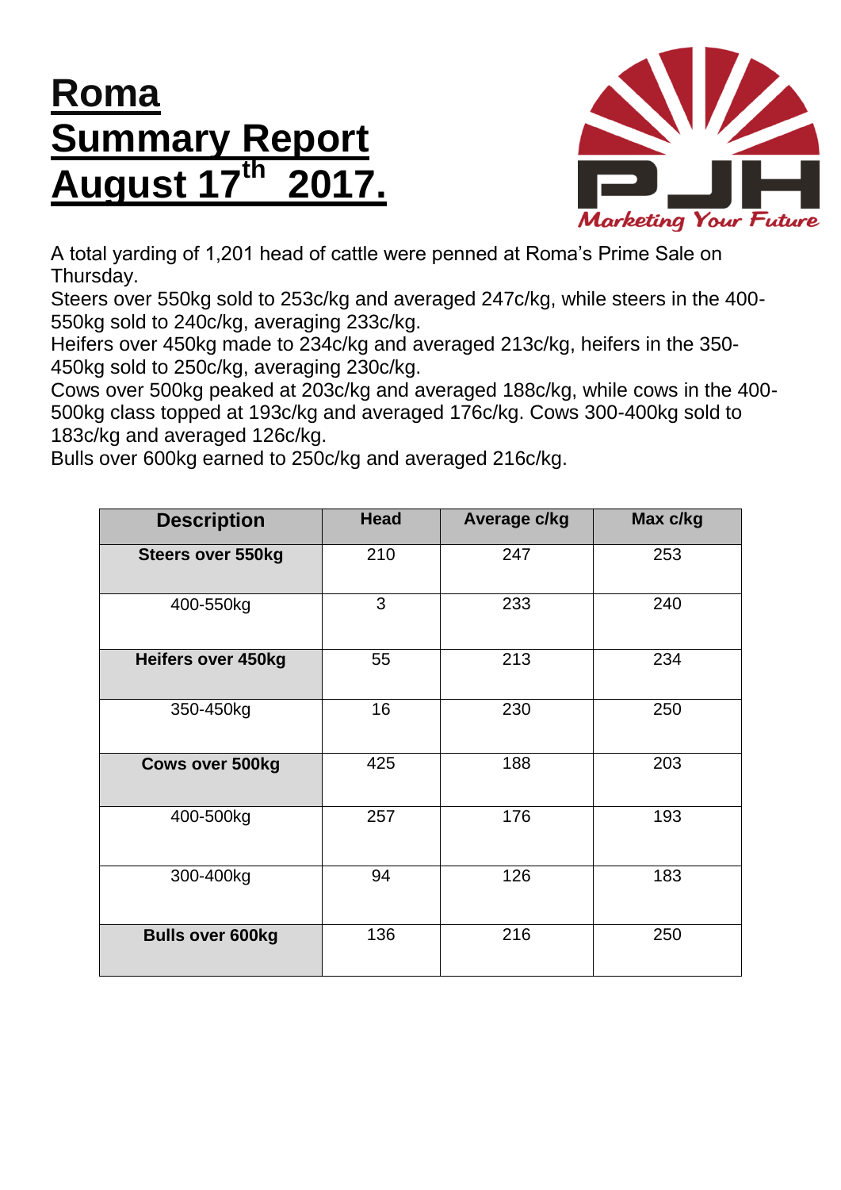# Roma Summary Report August 17th 2017.

Marketing Your Future

A total yarding of 1,201 head of cattle were penned at Roma's Prime Sale on Thursday.

Steers over 550kg sold to 253c/kg and averaged 247c/kg, while steers in the 400-550kg sold to 240c/kg, averaging 233c/kg.

Heifers over 450kg made to 234c/kg and averaged 213c/kg, heifers in the 350-450kg sold to 250c/kg, averaging 230c/kg.

Cows over 500kg peaked at 203c/kg and averaged 188c/kg, while cows in the 400-500kg class topped at 193c/kg and averaged 176c/kg. Cows 300-400kg sold to 183c/kg and averaged 126c/kg.

Bulls over 600kg earned to 250c/kg and averaged 216c/kg.

| Description | Head | Average c/kg | Max c/kg |
|---|---|---|---|
| **Steers over 550kg** | 210 | 247 | 253 |
| 400-550kg | 3 | 233 | 240 |
| **Heifers over 450kg** | 55 | 213 | 234 |
| 350-450kg | 16 | 230 | 250 |
| **Cows over 500kg** | 425 | 188 | 203 |
| 400-500kg | 257 | 176 | 193 |
| 300-400kg | 94 | 126 | 183 |
| **Bulls over 600kg** | 136 | 216 | 250 |